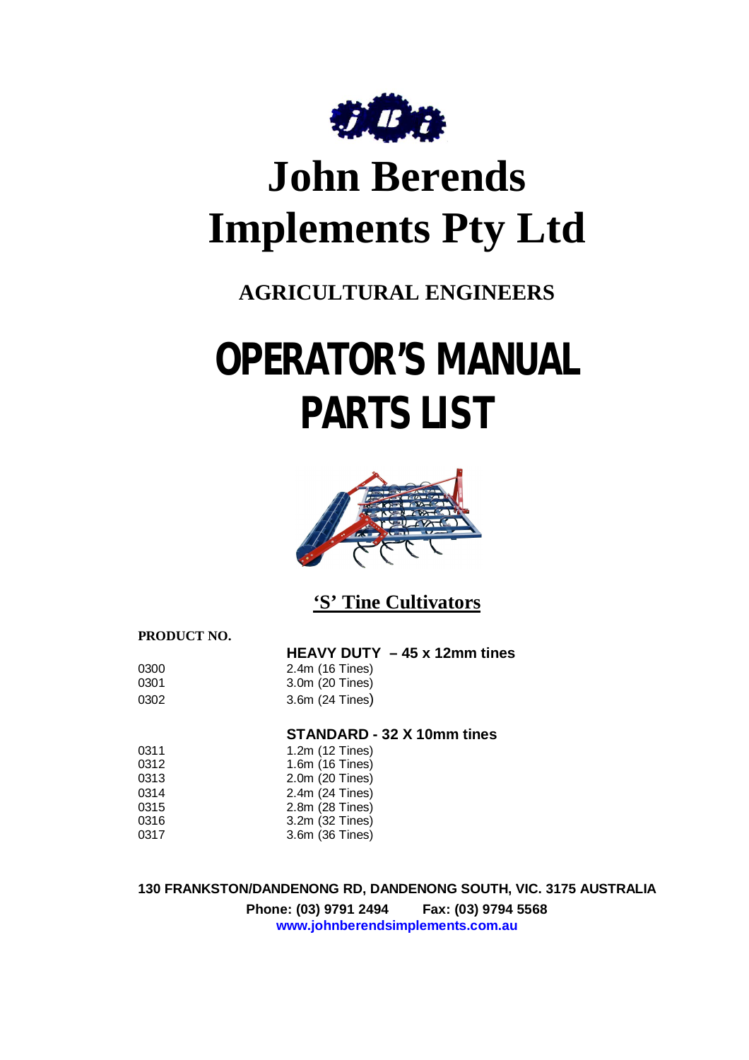# John Berends Implements Pty Ltd

## AGRICULTURAL ENGINEERS

# OPERATOR'S MANUAL PARTS LIST

## 'S' Tine Cultivators

**PRODUCT NO.**

**HEAVY DUTY – 45 x 12mm tines**

| | |
|---|---|
| 0300 | 2.4m (16 Tines) |
| 0301 | 3.0m (20 Tines) |
| 0302 | 3.6m (24 Tines) |

**STANDARD - 32 X 10mm tines**

| | |
|---|---|
| 0311 | 1.2m (12 Tines) |
| 0312 | 1.6m (16 Tines) |
| 0313 | 2.0m (20 Tines) |
| 0314 | 2.4m (24 Tines) |
| 0315 | 2.8m (28 Tines) |
| 0316 | 3.2m (32 Tines) |
| 0317 | 3.6m (36 Tines) |

**130 FRANKSTON/DANDENONG RD, DANDENONG SOUTH, VIC. 3175 AUSTRALIA**

**Phone: (03) 9791 2494 Fax: (03) 9794 5568**

**www.johnberendsimplements.com.au**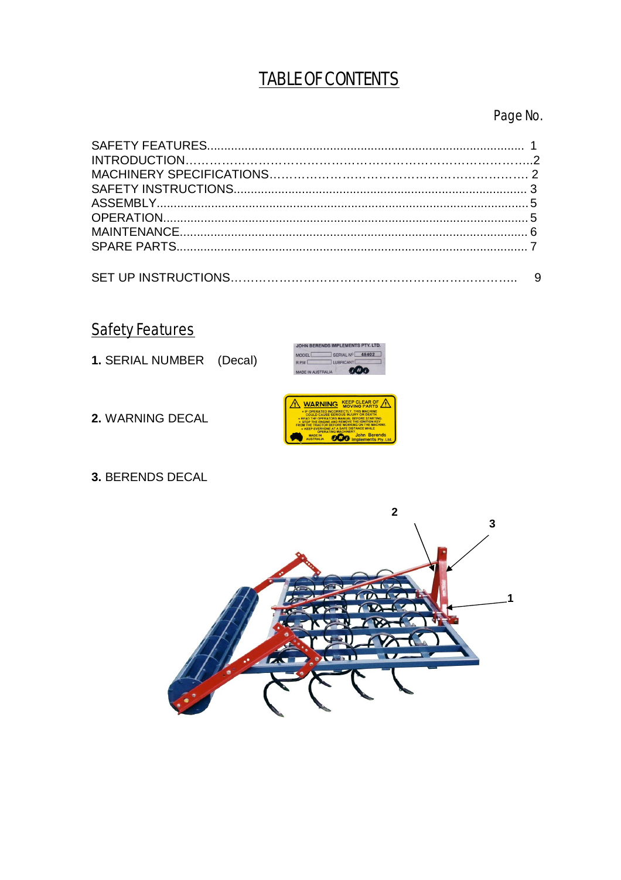# TABLE OF CONTENTS

| | Page No. |
|---|---|
| SAFETY FEATURES | 1 |
| INTRODUCTION | 2 |
| MACHINERY SPECIFICATIONS | 2 |
| SAFETY INSTRUCTIONS | 3 |
| ASSEMBLY | 5 |
| OPERATION | 5 |
| MAINTENANCE | 6 |
| SPARE PARTS | 7 |
| SET UP INSTRUCTIONS | 9 |

## Safety Features

**1.** SERIAL NUMBER (Decal)

**2.** WARNING DECAL

**3.** BERENDS DECAL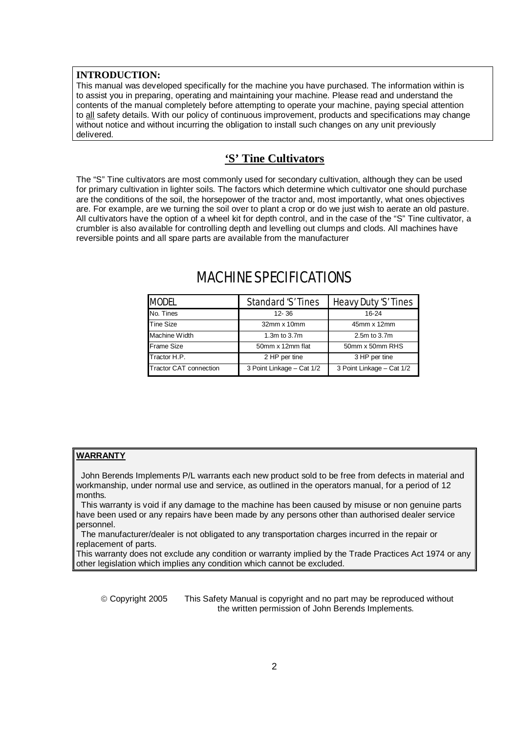**INTRODUCTION:**

This manual was developed specifically for the machine you have purchased. The information within is to assist you in preparing, operating and maintaining your machine. Please read and understand the contents of the manual completely before attempting to operate your machine, paying special attention to <u>all</u> safety details. With our policy of continuous improvement, products and specifications may change without notice and without incurring the obligation to install such changes on any unit previously delivered.

## 'S' Tine Cultivators

The "S" Tine cultivators are most commonly used for secondary cultivation, although they can be used for primary cultivation in lighter soils. The factors which determine which cultivator one should purchase are the conditions of the soil, the horsepower of the tractor and, most importantly, what ones objectives are. For example, are we turning the soil over to plant a crop or do we just wish to aerate an old pasture. All cultivators have the option of a wheel kit for depth control, and in the case of the "S" Tine cultivator, a crumbler is also available for controlling depth and levelling out clumps and clods. All machines have reversible points and all spare parts are available from the manufacturer

# MACHINE SPECIFICATIONS

| MODEL | Standard 'S' Tines | Heavy Duty 'S' Tines |
|---|---|---|
| No. Tines | 12- 36 | 16-24 |
| Tine Size | 32mm x 10mm | 45mm x 12mm |
| Machine Width | 1.3m to 3.7m | 2.5m to 3.7m |
| Frame Size | 50mm x 12mm flat | 50mm x 50mm RHS |
| Tractor H.P. | 2 HP per tine | 3 HP per tine |
| Tractor CAT connection | 3 Point Linkage – Cat 1/2 | 3 Point Linkage – Cat 1/2 |

**<u>WARRANTY</u>**

John Berends Implements P/L warrants each new product sold to be free from defects in material and workmanship, under normal use and service, as outlined in the operators manual, for a period of 12 months.

This warranty is void if any damage to the machine has been caused by misuse or non genuine parts have been used or any repairs have been made by any persons other than authorised dealer service personnel.

The manufacturer/dealer is not obligated to any transportation charges incurred in the repair or replacement of parts.

This warranty does not exclude any condition or warranty implied by the Trade Practices Act 1974 or any other legislation which implies any condition which cannot be excluded.

© Copyright 2005 This Safety Manual is copyright and no part may be reproduced without the written permission of John Berends Implements.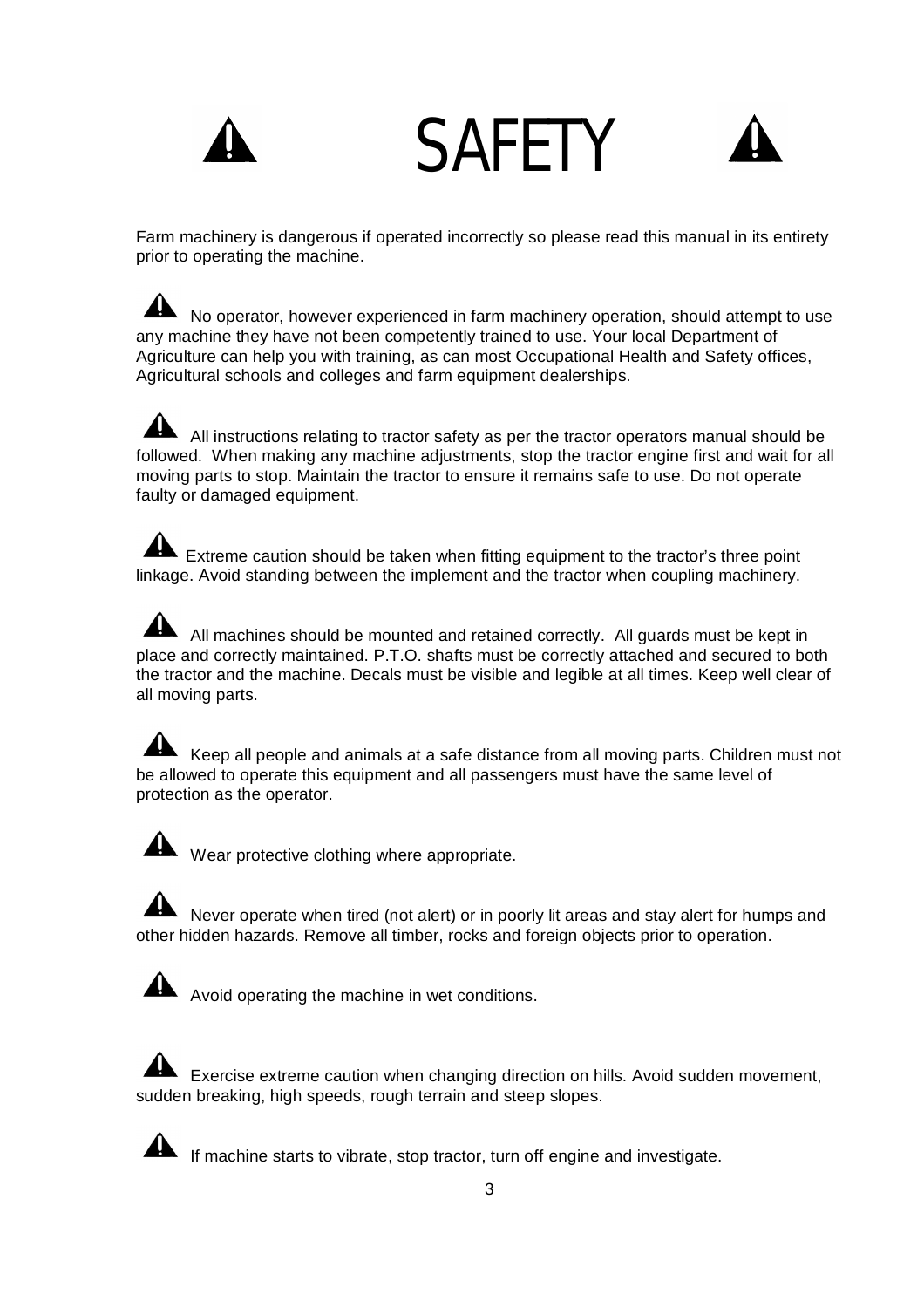# SAFETY

Farm machinery is dangerous if operated incorrectly so please read this manual in its entirety prior to operating the machine.

No operator, however experienced in farm machinery operation, should attempt to use any machine they have not been competently trained to use. Your local Department of Agriculture can help you with training, as can most Occupational Health and Safety offices, Agricultural schools and colleges and farm equipment dealerships.

All instructions relating to tractor safety as per the tractor operators manual should be followed. When making any machine adjustments, stop the tractor engine first and wait for all moving parts to stop. Maintain the tractor to ensure it remains safe to use. Do not operate faulty or damaged equipment.

Extreme caution should be taken when fitting equipment to the tractor's three point linkage. Avoid standing between the implement and the tractor when coupling machinery.

All machines should be mounted and retained correctly. All guards must be kept in place and correctly maintained. P.T.O. shafts must be correctly attached and secured to both the tractor and the machine. Decals must be visible and legible at all times. Keep well clear of all moving parts.

Keep all people and animals at a safe distance from all moving parts. Children must not be allowed to operate this equipment and all passengers must have the same level of protection as the operator.

Wear protective clothing where appropriate.

Never operate when tired (not alert) or in poorly lit areas and stay alert for humps and other hidden hazards. Remove all timber, rocks and foreign objects prior to operation.

Avoid operating the machine in wet conditions.

Exercise extreme caution when changing direction on hills. Avoid sudden movement, sudden breaking, high speeds, rough terrain and steep slopes.

If machine starts to vibrate, stop tractor, turn off engine and investigate.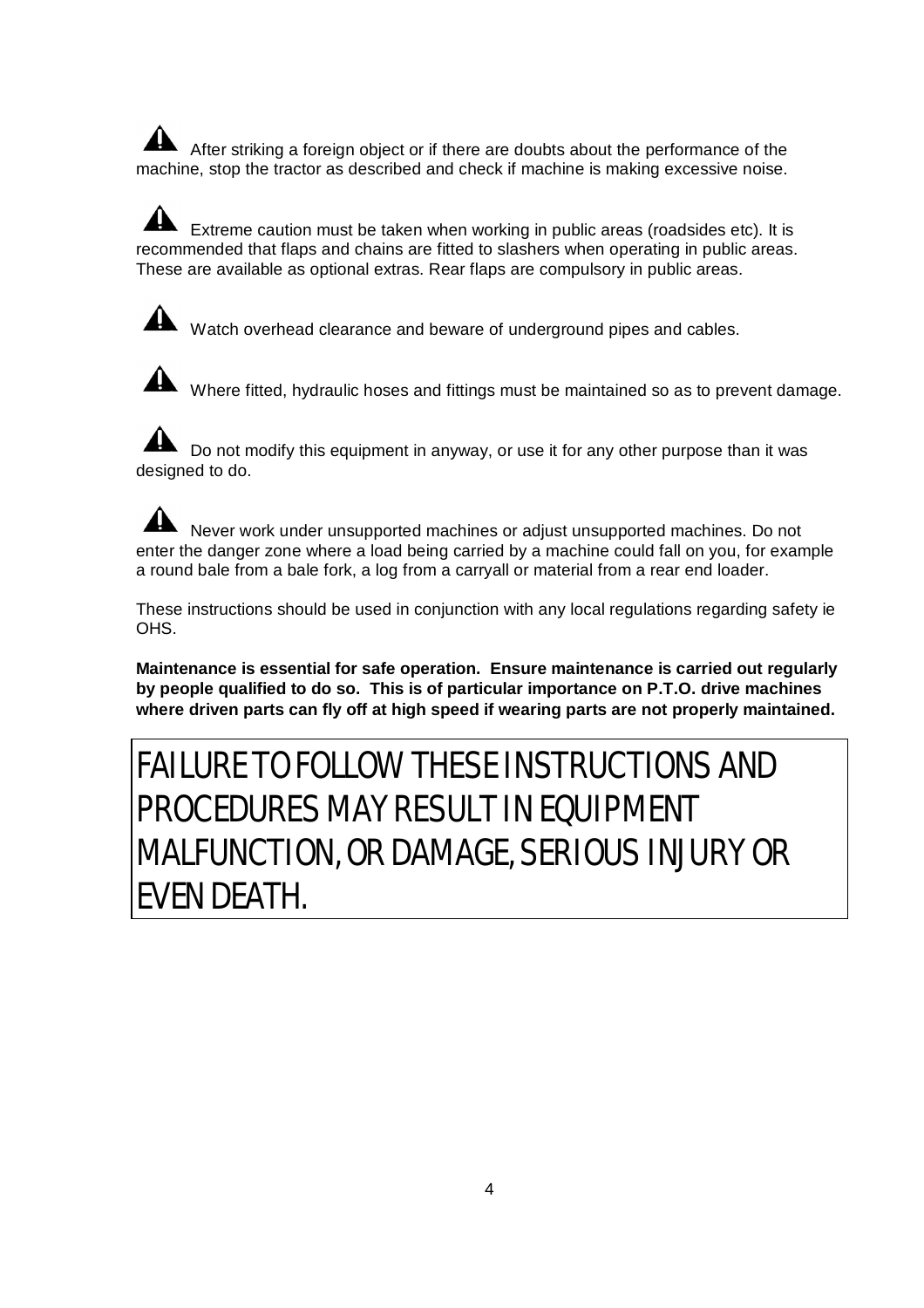⚠ After striking a foreign object or if there are doubts about the performance of the machine, stop the tractor as described and check if machine is making excessive noise.

⚠ Extreme caution must be taken when working in public areas (roadsides etc). It is recommended that flaps and chains are fitted to slashers when operating in public areas. These are available as optional extras. Rear flaps are compulsory in public areas.

⚠ Watch overhead clearance and beware of underground pipes and cables.

⚠ Where fitted, hydraulic hoses and fittings must be maintained so as to prevent damage.

⚠ Do not modify this equipment in anyway, or use it for any other purpose than it was designed to do.

⚠ Never work under unsupported machines or adjust unsupported machines. Do not enter the danger zone where a load being carried by a machine could fall on you, for example a round bale from a bale fork, a log from a carryall or material from a rear end loader.

These instructions should be used in conjunction with any local regulations regarding safety ie OHS.

**Maintenance is essential for safe operation. Ensure maintenance is carried out regularly by people qualified to do so. This is of particular importance on P.T.O. drive machines where driven parts can fly off at high speed if wearing parts are not properly maintained.**

FAILURE TO FOLLOW THESE INSTRUCTIONS AND PROCEDURES MAY RESULT IN EQUIPMENT MALFUNCTION, OR DAMAGE, SERIOUS INJURY OR EVEN DEATH.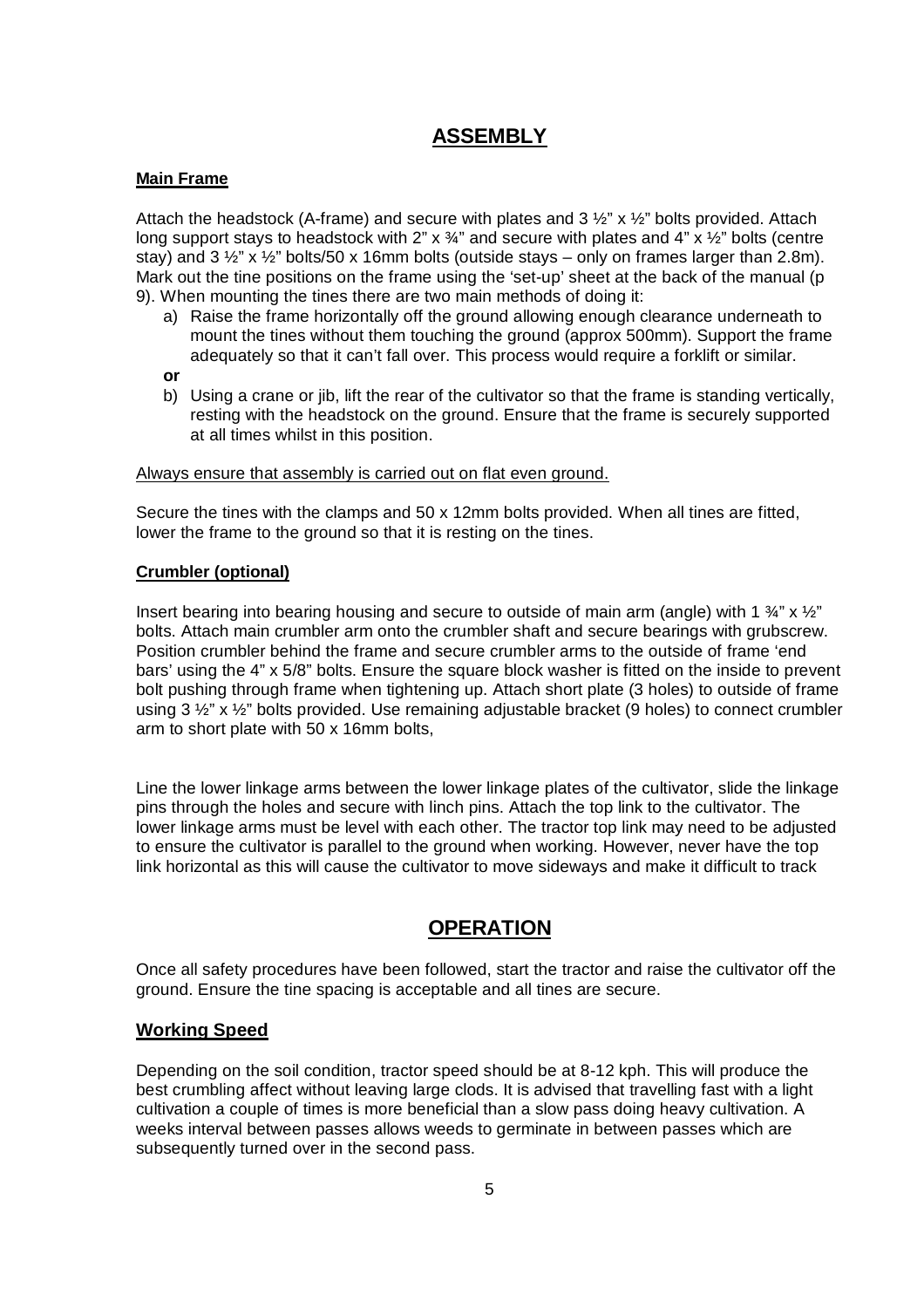# ASSEMBLY

### Main Frame

Attach the headstock (A-frame) and secure with plates and 3 ½" x ½" bolts provided. Attach long support stays to headstock with 2" x ¾" and secure with plates and 4" x ½" bolts (centre stay) and 3 ½" x ½" bolts/50 x 16mm bolts (outside stays – only on frames larger than 2.8m). Mark out the tine positions on the frame using the 'set-up' sheet at the back of the manual (p 9). When mounting the tines there are two main methods of doing it:

a) Raise the frame horizontally off the ground allowing enough clearance underneath to mount the tines without them touching the ground (approx 500mm). Support the frame adequately so that it can't fall over. This process would require a forklift or similar.

**or**

b) Using a crane or jib, lift the rear of the cultivator so that the frame is standing vertically, resting with the headstock on the ground. Ensure that the frame is securely supported at all times whilst in this position.

<u>Always ensure that assembly is carried out on flat even ground.</u>

Secure the tines with the clamps and 50 x 12mm bolts provided. When all tines are fitted, lower the frame to the ground so that it is resting on the tines.

### Crumbler (optional)

Insert bearing into bearing housing and secure to outside of main arm (angle) with 1 ¾" x ½" bolts. Attach main crumbler arm onto the crumbler shaft and secure bearings with grubscrew. Position crumbler behind the frame and secure crumbler arms to the outside of frame 'end bars' using the 4" x 5/8" bolts. Ensure the square block washer is fitted on the inside to prevent bolt pushing through frame when tightening up. Attach short plate (3 holes) to outside of frame using 3 ½" x ½" bolts provided. Use remaining adjustable bracket (9 holes) to connect crumbler arm to short plate with 50 x 16mm bolts,

Line the lower linkage arms between the lower linkage plates of the cultivator, slide the linkage pins through the holes and secure with linch pins. Attach the top link to the cultivator. The lower linkage arms must be level with each other. The tractor top link may need to be adjusted to ensure the cultivator is parallel to the ground when working. However, never have the top link horizontal as this will cause the cultivator to move sideways and make it difficult to track

# OPERATION

Once all safety procedures have been followed, start the tractor and raise the cultivator off the ground. Ensure the tine spacing is acceptable and all tines are secure.

## Working Speed

Depending on the soil condition, tractor speed should be at 8-12 kph. This will produce the best crumbling affect without leaving large clods. It is advised that travelling fast with a light cultivation a couple of times is more beneficial than a slow pass doing heavy cultivation. A weeks interval between passes allows weeds to germinate in between passes which are subsequently turned over in the second pass.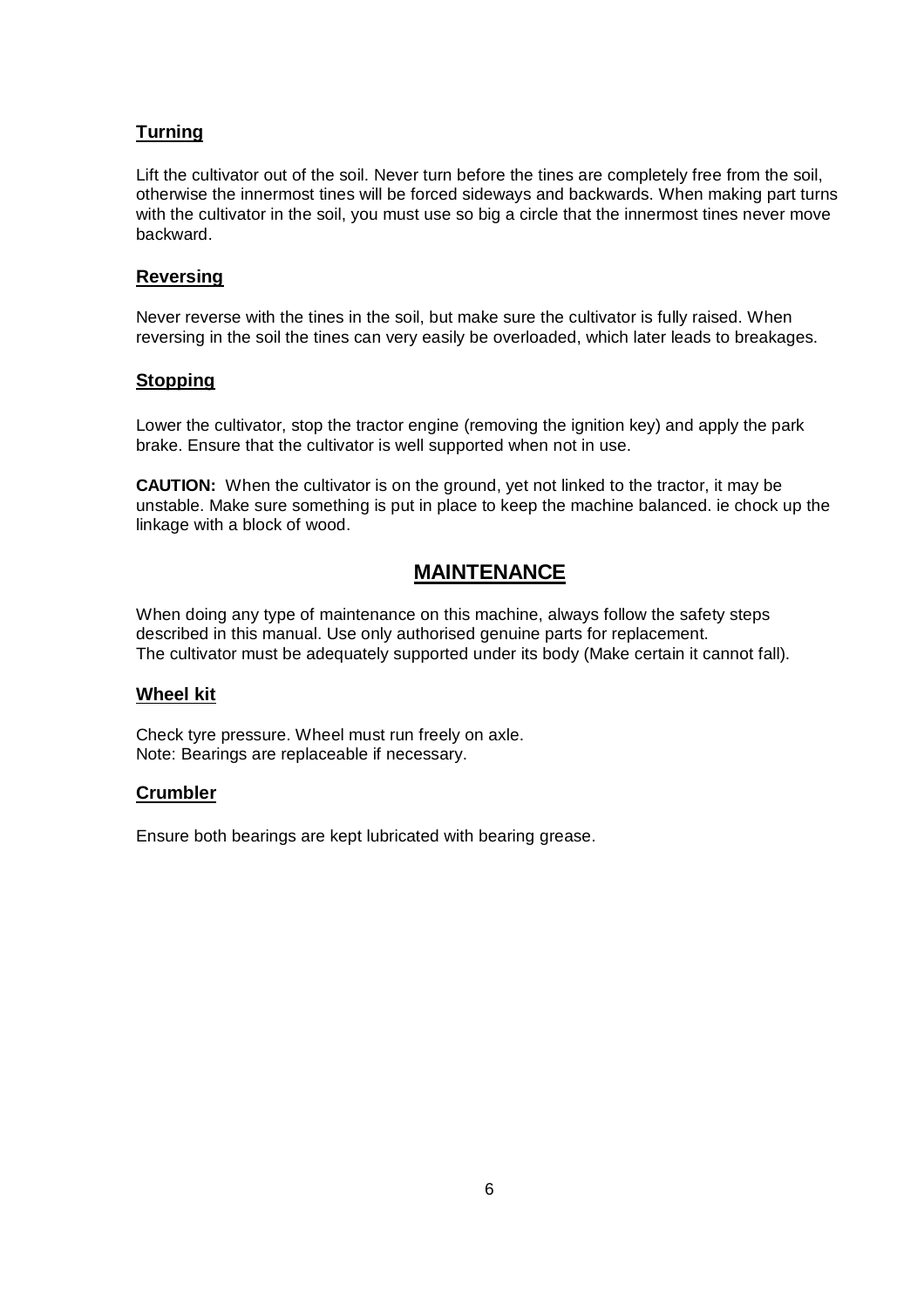### Turning

Lift the cultivator out of the soil. Never turn before the tines are completely free from the soil, otherwise the innermost tines will be forced sideways and backwards. When making part turns with the cultivator in the soil, you must use so big a circle that the innermost tines never move backward.

### Reversing

Never reverse with the tines in the soil, but make sure the cultivator is fully raised. When reversing in the soil the tines can very easily be overloaded, which later leads to breakages.

### Stopping

Lower the cultivator, stop the tractor engine (removing the ignition key) and apply the park brake. Ensure that the cultivator is well supported when not in use.

**CAUTION:** When the cultivator is on the ground, yet not linked to the tractor, it may be unstable. Make sure something is put in place to keep the machine balanced. ie chock up the linkage with a block of wood.

## MAINTENANCE

When doing any type of maintenance on this machine, always follow the safety steps described in this manual. Use only authorised genuine parts for replacement.
The cultivator must be adequately supported under its body (Make certain it cannot fall).

### Wheel kit

Check tyre pressure. Wheel must run freely on axle.
Note: Bearings are replaceable if necessary.

### Crumbler

Ensure both bearings are kept lubricated with bearing grease.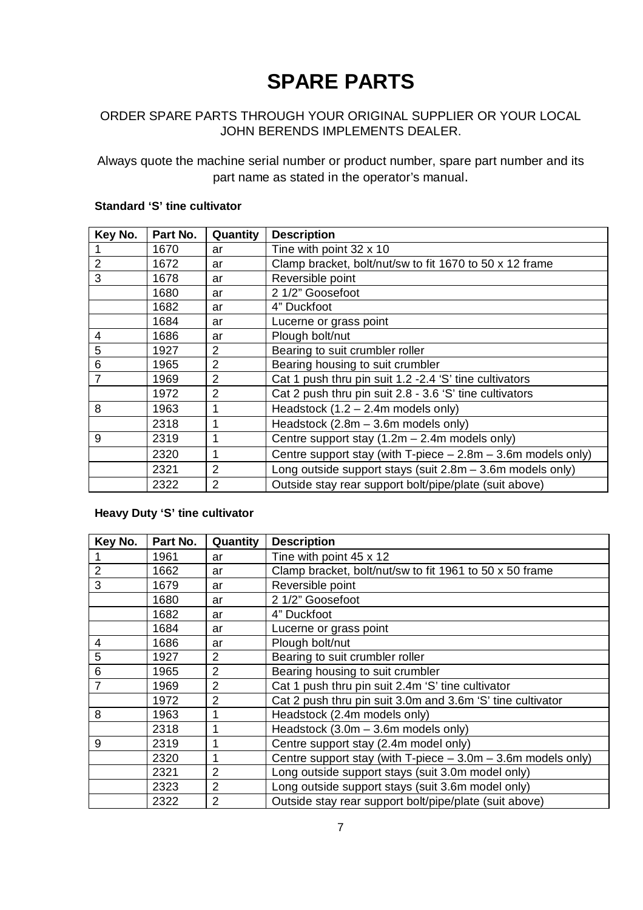# SPARE PARTS

ORDER SPARE PARTS THROUGH YOUR ORIGINAL SUPPLIER OR YOUR LOCAL JOHN BERENDS IMPLEMENTS DEALER.

Always quote the machine serial number or product number, spare part number and its part name as stated in the operator's manual.

**Standard 'S' tine cultivator**

| Key No. | Part No. | Quantity | Description |
|---|---|---|---|
| 1 | 1670 | ar | Tine with point 32 x 10 |
| 2 | 1672 | ar | Clamp bracket, bolt/nut/sw to fit 1670 to 50 x 12 frame |
| 3 | 1678 | ar | Reversible point |
| | 1680 | ar | 2 1/2" Goosefoot |
| | 1682 | ar | 4" Duckfoot |
| | 1684 | ar | Lucerne or grass point |
| 4 | 1686 | ar | Plough bolt/nut |
| 5 | 1927 | 2 | Bearing to suit crumbler roller |
| 6 | 1965 | 2 | Bearing housing to suit crumbler |
| 7 | 1969 | 2 | Cat 1 push thru pin suit 1.2 -2.4 'S' tine cultivators |
| | 1972 | 2 | Cat 2 push thru pin suit 2.8 - 3.6 'S' tine cultivators |
| 8 | 1963 | 1 | Headstock (1.2 – 2.4m models only) |
| | 2318 | 1 | Headstock (2.8m – 3.6m models only) |
| 9 | 2319 | 1 | Centre support stay (1.2m – 2.4m models only) |
| | 2320 | 1 | Centre support stay (with T-piece – 2.8m – 3.6m models only) |
| | 2321 | 2 | Long outside support stays (suit 2.8m – 3.6m models only) |
| | 2322 | 2 | Outside stay rear support bolt/pipe/plate (suit above) |

**Heavy Duty 'S' tine cultivator**

| Key No. | Part No. | Quantity | Description |
|---|---|---|---|
| 1 | 1961 | ar | Tine with point 45 x 12 |
| 2 | 1662 | ar | Clamp bracket, bolt/nut/sw to fit 1961 to 50 x 50 frame |
| 3 | 1679 | ar | Reversible point |
| | 1680 | ar | 2 1/2" Goosefoot |
| | 1682 | ar | 4" Duckfoot |
| | 1684 | ar | Lucerne or grass point |
| 4 | 1686 | ar | Plough bolt/nut |
| 5 | 1927 | 2 | Bearing to suit crumbler roller |
| 6 | 1965 | 2 | Bearing housing to suit crumbler |
| 7 | 1969 | 2 | Cat 1 push thru pin suit 2.4m 'S' tine cultivator |
| | 1972 | 2 | Cat 2 push thru pin suit 3.0m and 3.6m 'S' tine cultivator |
| 8 | 1963 | 1 | Headstock (2.4m models only) |
| | 2318 | 1 | Headstock (3.0m – 3.6m models only) |
| 9 | 2319 | 1 | Centre support stay (2.4m model only) |
| | 2320 | 1 | Centre support stay (with T-piece – 3.0m – 3.6m models only) |
| | 2321 | 2 | Long outside support stays (suit 3.0m model only) |
| | 2323 | 2 | Long outside support stays (suit 3.6m model only) |
| | 2322 | 2 | Outside stay rear support bolt/pipe/plate (suit above) |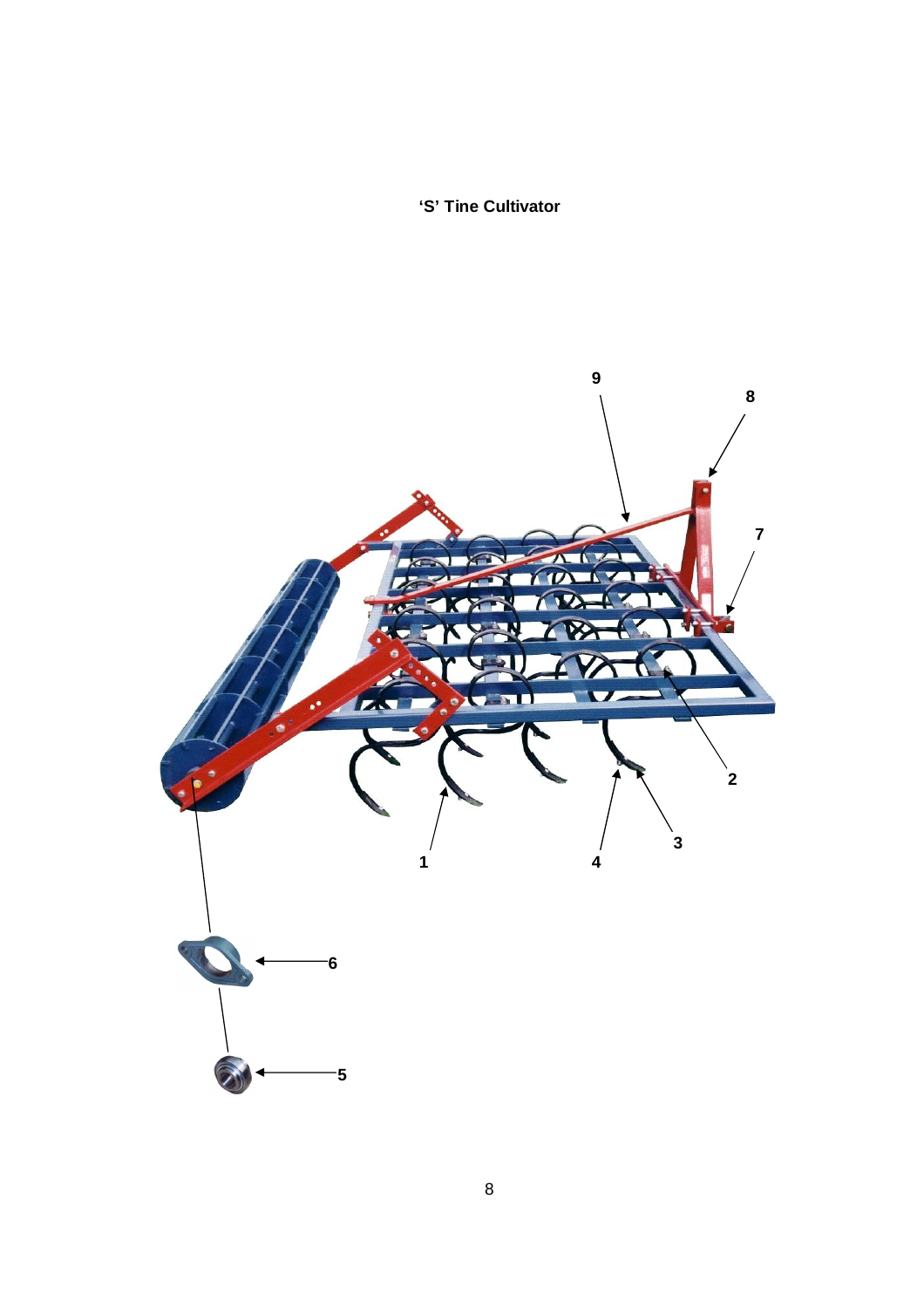**'S' Tine Cultivator**

9

8

7

2

3

1

4

6

5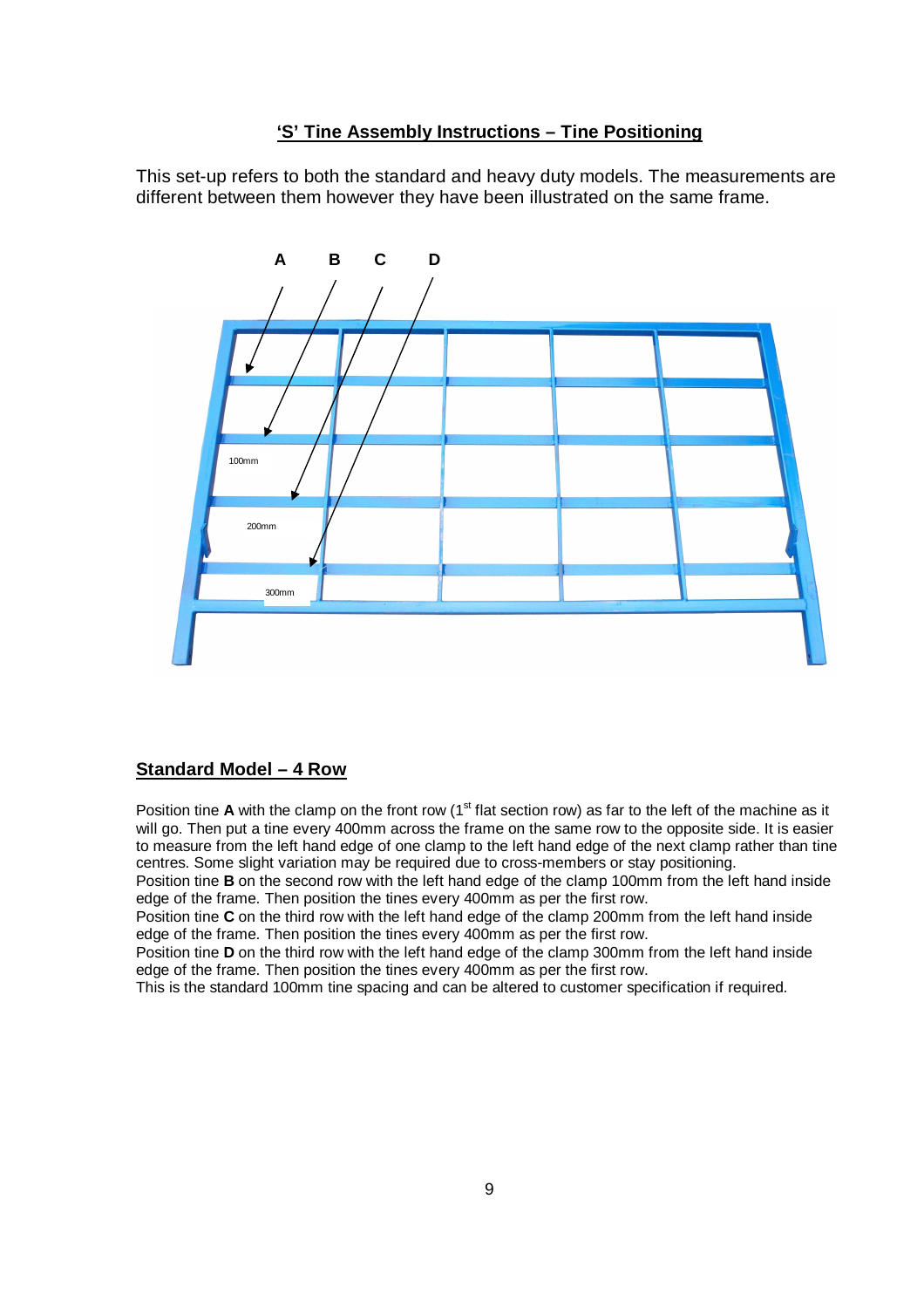## 'S' Tine Assembly Instructions – Tine Positioning

This set-up refers to both the standard and heavy duty models. The measurements are different between them however they have been illustrated on the same frame.

A B C D

100mm

200mm

300mm

## Standard Model – 4 Row

Position tine **A** with the clamp on the front row (1st flat section row) as far to the left of the machine as it will go. Then put a tine every 400mm across the frame on the same row to the opposite side. It is easier to measure from the left hand edge of one clamp to the left hand edge of the next clamp rather than tine centres. Some slight variation may be required due to cross-members or stay positioning.
Position tine **B** on the second row with the left hand edge of the clamp 100mm from the left hand inside edge of the frame. Then position the tines every 400mm as per the first row.
Position tine **C** on the third row with the left hand edge of the clamp 200mm from the left hand inside edge of the frame. Then position the tines every 400mm as per the first row.
Position tine **D** on the third row with the left hand edge of the clamp 300mm from the left hand inside edge of the frame. Then position the tines every 400mm as per the first row.
This is the standard 100mm tine spacing and can be altered to customer specification if required.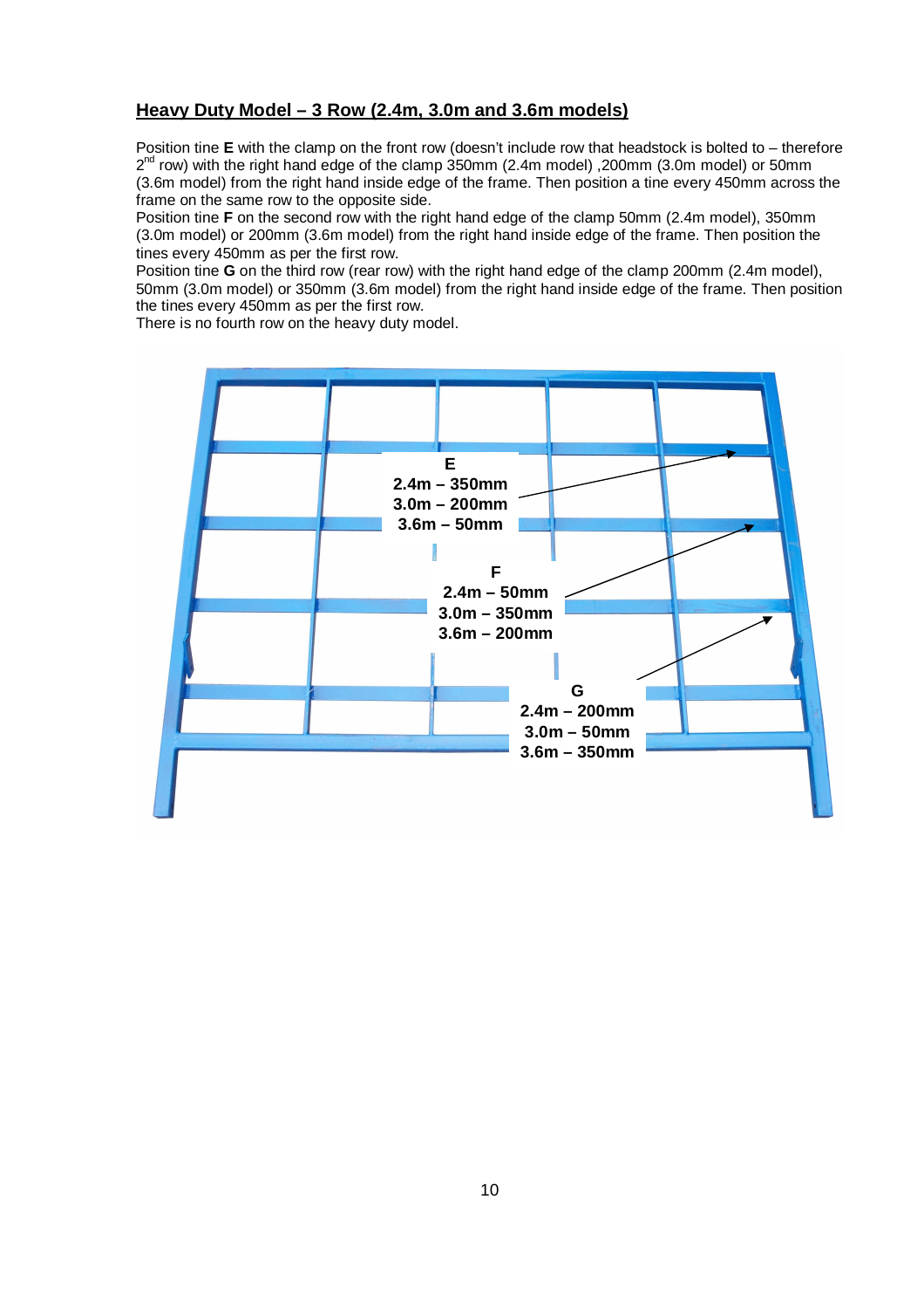## Heavy Duty Model – 3 Row (2.4m, 3.0m and 3.6m models)

Position tine **E** with the clamp on the front row (doesn't include row that headstock is bolted to – therefore 2nd row) with the right hand edge of the clamp 350mm (2.4m model) ,200mm (3.0m model) or 50mm (3.6m model) from the right hand inside edge of the frame. Then position a tine every 450mm across the frame on the same row to the opposite side.
Position tine **F** on the second row with the right hand edge of the clamp 50mm (2.4m model), 350mm (3.0m model) or 200mm (3.6m model) from the right hand inside edge of the frame. Then position the tines every 450mm as per the first row.
Position tine **G** on the third row (rear row) with the right hand edge of the clamp 200mm (2.4m model), 50mm (3.0m model) or 350mm (3.6m model) from the right hand inside edge of the frame. Then position the tines every 450mm as per the first row.
There is no fourth row on the heavy duty model.

**E**
**2.4m – 350mm**
**3.0m – 200mm**
**3.6m – 50mm**

**F**
**2.4m – 50mm**
**3.0m – 350mm**
**3.6m – 200mm**

**G**
**2.4m – 200mm**
**3.0m – 50mm**
**3.6m – 350mm**